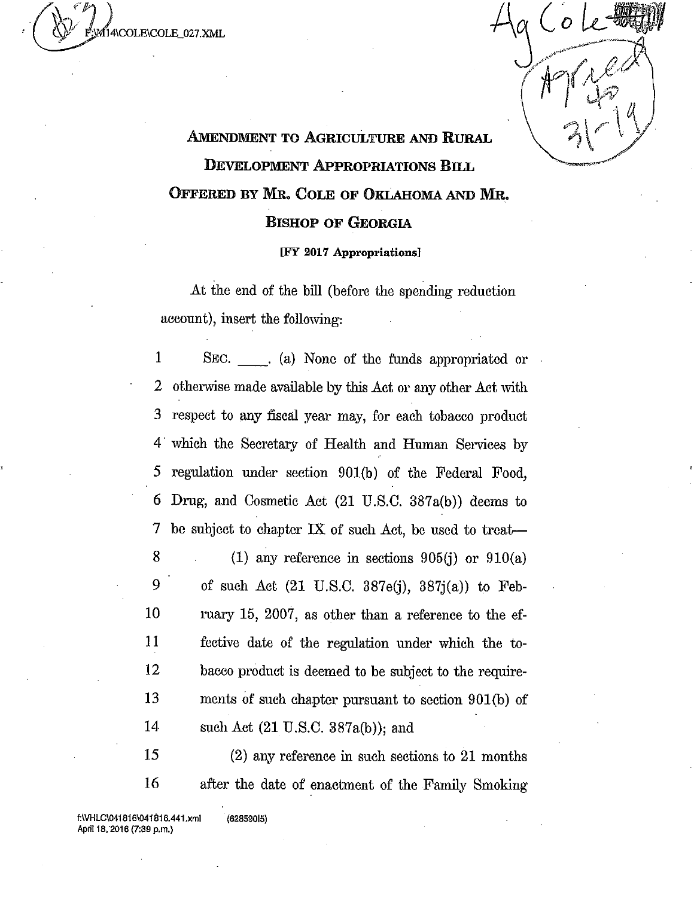F:\M14\COLE\COLE_027.XML

Ag Cole

Agreed to 31-19

# Amendment to Agriculture and Rural Development Appropriations Bill Offered by Mr. Cole of Oklahoma and Mr. Bishop of Georgia

**[FY 2017 Appropriations]**

At the end of the bill (before the spending reduction account), insert the following:

1 Sec. \_\_\_\_. (a) None of the funds appropriated or
2 otherwise made available by this Act or any other Act with
3 respect to any fiscal year may, for each tobacco product
4 which the Secretary of Health and Human Services by
5 regulation under section 901(b) of the Federal Food,
6 Drug, and Cosmetic Act (21 U.S.C. 387a(b)) deems to
7 be subject to chapter IX of such Act, be used to treat—

8 (1) any reference in sections 905(j) or 910(a)
9 of such Act (21 U.S.C. 387e(j), 387j(a)) to Feb-
10 ruary 15, 2007, as other than a reference to the ef-
11 fective date of the regulation under which the to-
12 bacco product is deemed to be subject to the require-
13 ments of such chapter pursuant to section 901(b) of
14 such Act (21 U.S.C. 387a(b)); and

15 (2) any reference in such sections to 21 months
16 after the date of enactment of the Family Smoking

f:\VHLC\041816\041816.441.xml (628590|5)
April 18, 2016 (7:39 p.m.)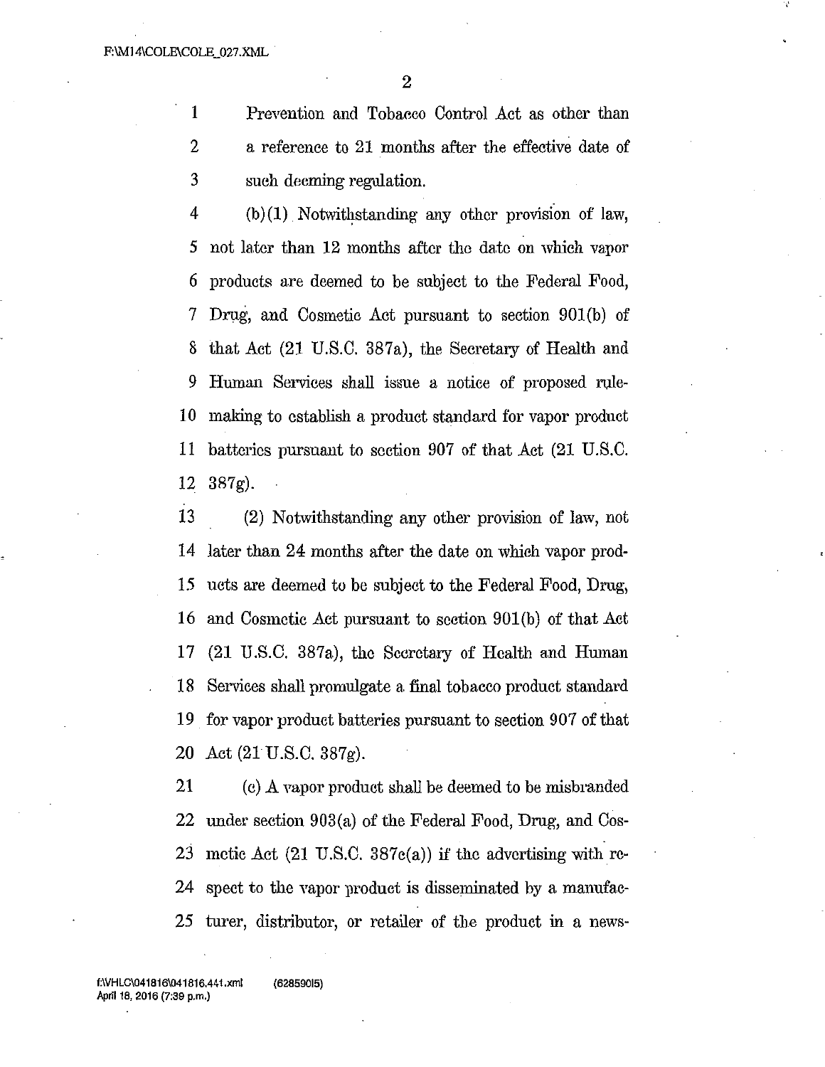Prevention and Tobacco Control Act as other than a reference to 21 months after the effective date of such deeming regulation.

(b)(1) Notwithstanding any other provision of law, not later than 12 months after the date on which vapor products are deemed to be subject to the Federal Food, Drug, and Cosmetic Act pursuant to section 901(b) of that Act (21 U.S.C. 387a), the Secretary of Health and Human Services shall issue a notice of proposed rulemaking to establish a product standard for vapor product batteries pursuant to section 907 of that Act (21 U.S.C. 387g).

(2) Notwithstanding any other provision of law, not later than 24 months after the date on which vapor products are deemed to be subject to the Federal Food, Drug, and Cosmetic Act pursuant to section 901(b) of that Act (21 U.S.C. 387a), the Secretary of Health and Human Services shall promulgate a final tobacco product standard for vapor product batteries pursuant to section 907 of that Act (21 U.S.C. 387g).

(c) A vapor product shall be deemed to be misbranded under section 903(a) of the Federal Food, Drug, and Cosmetic Act (21 U.S.C. 387c(a)) if the advertising with respect to the vapor product is disseminated by a manufacturer, distributor, or retailer of the product in a news-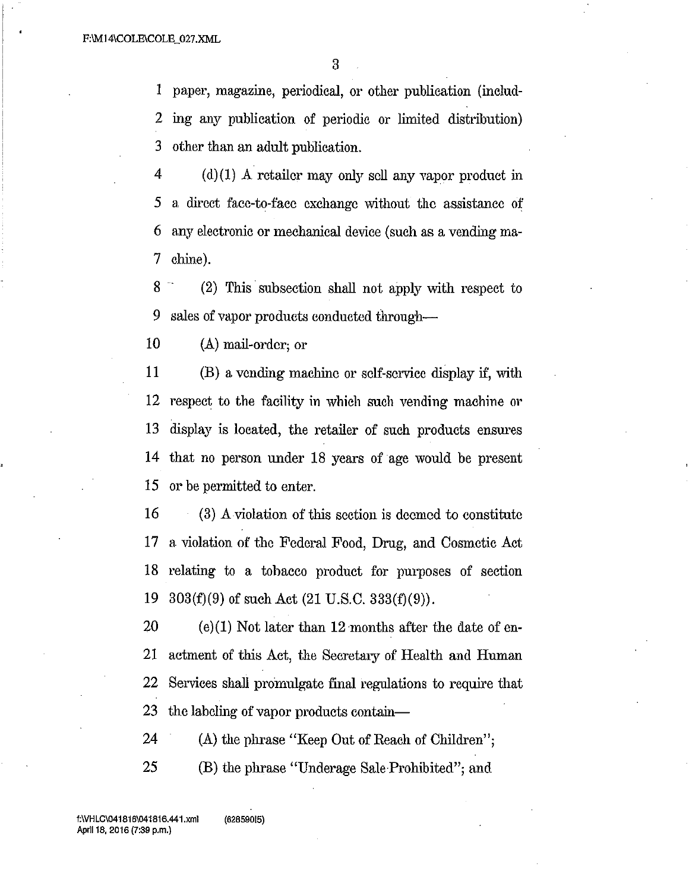paper, magazine, periodical, or other publication (including any publication of periodic or limited distribution) other than an adult publication.

(d)(1) A retailer may only sell any vapor product in a direct face-to-face exchange without the assistance of any electronic or mechanical device (such as a vending machine).

(2) This subsection shall not apply with respect to sales of vapor products conducted through—

(A) mail-order; or

(B) a vending machine or self-service display if, with respect to the facility in which such vending machine or display is located, the retailer of such products ensures that no person under 18 years of age would be present or be permitted to enter.

(3) A violation of this section is deemed to constitute a violation of the Federal Food, Drug, and Cosmetic Act relating to a tobacco product for purposes of section 303(f)(9) of such Act (21 U.S.C. 333(f)(9)).

(e)(1) Not later than 12 months after the date of enactment of this Act, the Secretary of Health and Human Services shall promulgate final regulations to require that the labeling of vapor products contain—

(A) the phrase "Keep Out of Reach of Children";

(B) the phrase "Underage Sale Prohibited"; and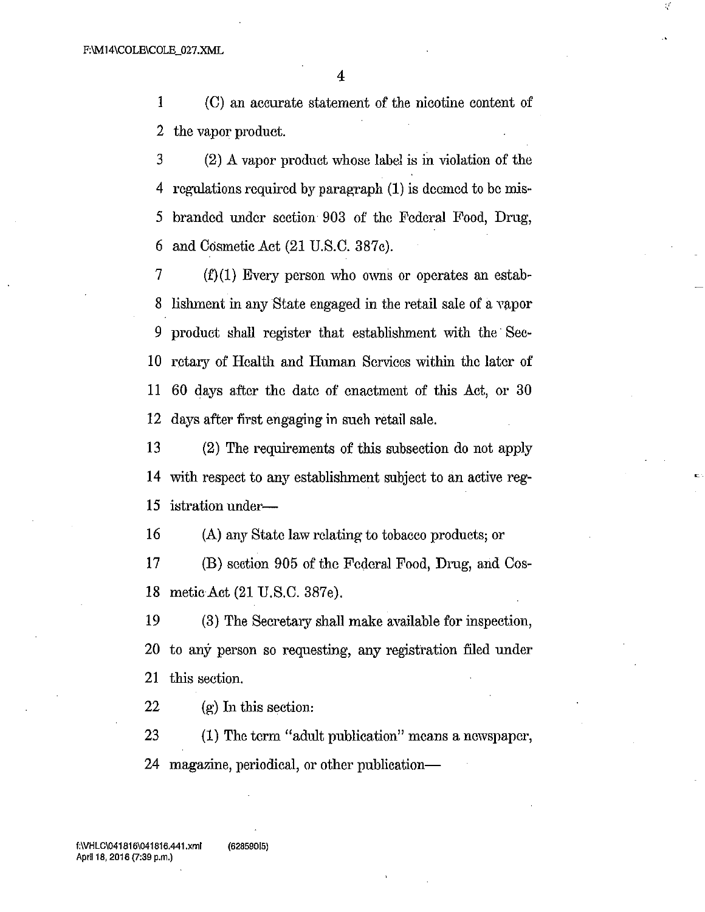(C) an accurate statement of the nicotine content of the vapor product.

(2) A vapor product whose label is in violation of the regulations required by paragraph (1) is deemed to be misbranded under section 903 of the Federal Food, Drug, and Cosmetic Act (21 U.S.C. 387c).

(f)(1) Every person who owns or operates an establishment in any State engaged in the retail sale of a vapor product shall register that establishment with the Secretary of Health and Human Services within the later of 60 days after the date of enactment of this Act, or 30 days after first engaging in such retail sale.

(2) The requirements of this subsection do not apply with respect to any establishment subject to an active registration under—

(A) any State law relating to tobacco products; or

(B) section 905 of the Federal Food, Drug, and Cosmetic Act (21 U.S.C. 387e).

(3) The Secretary shall make available for inspection, to any person so requesting, any registration filed under this section.

(g) In this section:

(1) The term "adult publication" means a newspaper, magazine, periodical, or other publication—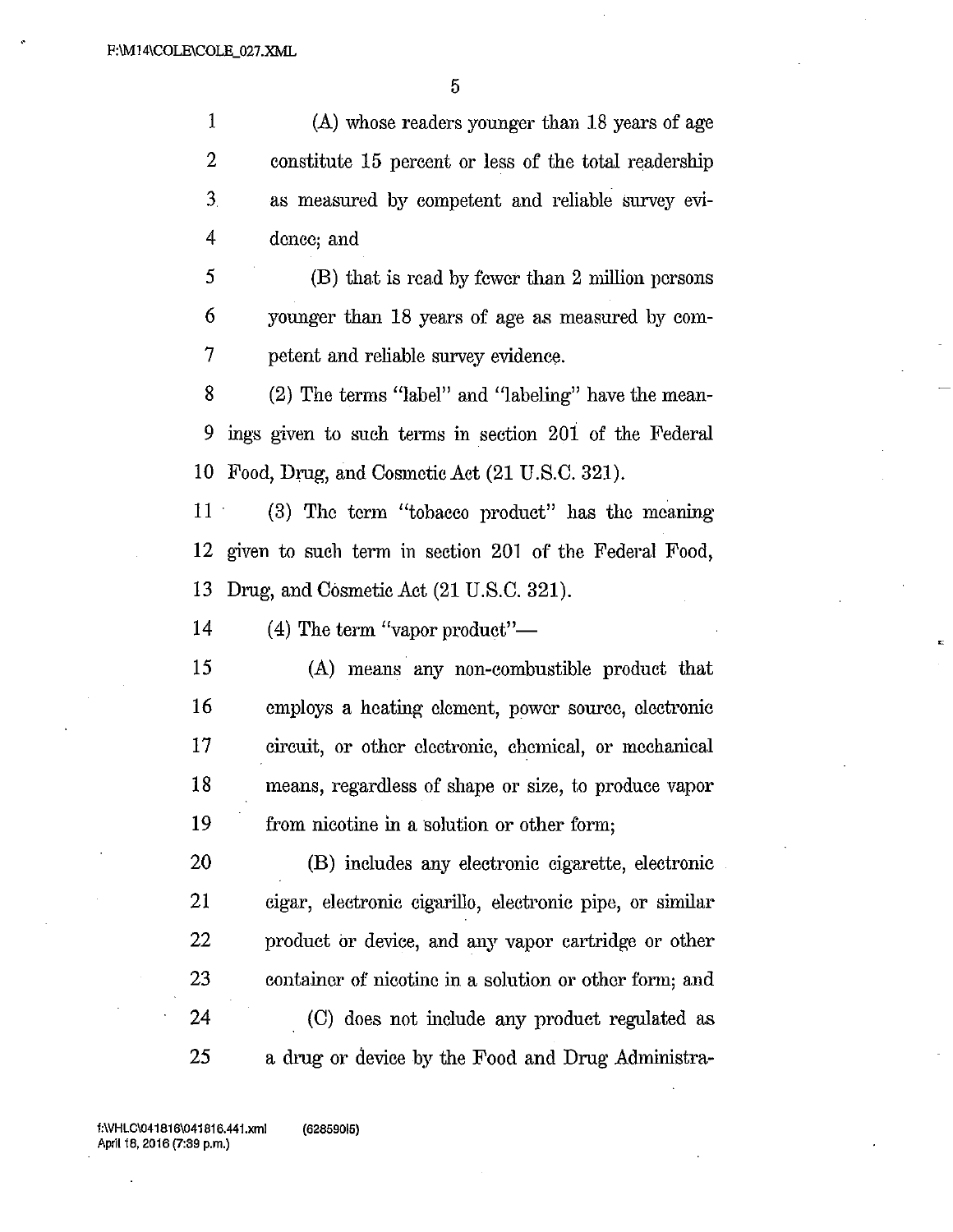(A) whose readers younger than 18 years of age constitute 15 percent or less of the total readership as measured by competent and reliable survey evidence; and

(B) that is read by fewer than 2 million persons younger than 18 years of age as measured by competent and reliable survey evidence.

(2) The terms "label" and "labeling" have the meanings given to such terms in section 201 of the Federal Food, Drug, and Cosmetic Act (21 U.S.C. 321).

(3) The term "tobacco product" has the meaning given to such term in section 201 of the Federal Food, Drug, and Cosmetic Act (21 U.S.C. 321).

(4) The term "vapor product"—

(A) means any non-combustible product that employs a heating element, power source, electronic circuit, or other electronic, chemical, or mechanical means, regardless of shape or size, to produce vapor from nicotine in a solution or other form;

(B) includes any electronic cigarette, electronic cigar, electronic cigarillo, electronic pipe, or similar product or device, and any vapor cartridge or other container of nicotine in a solution or other form; and

(C) does not include any product regulated as a drug or device by the Food and Drug Administra-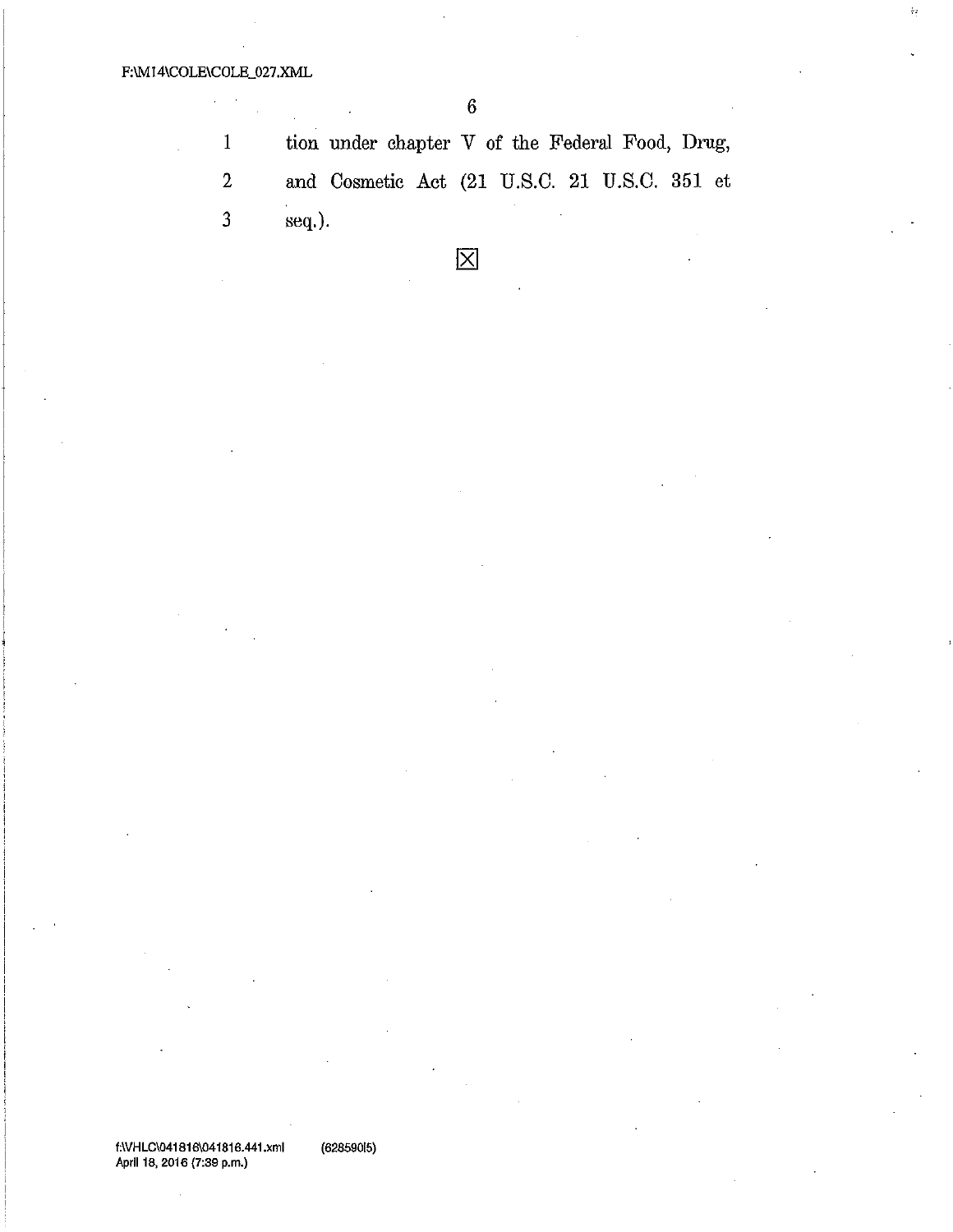tion under chapter V of the Federal Food, Drug, and Cosmetic Act (21 U.S.C. 21 U.S.C. 351 et seq.).

☒